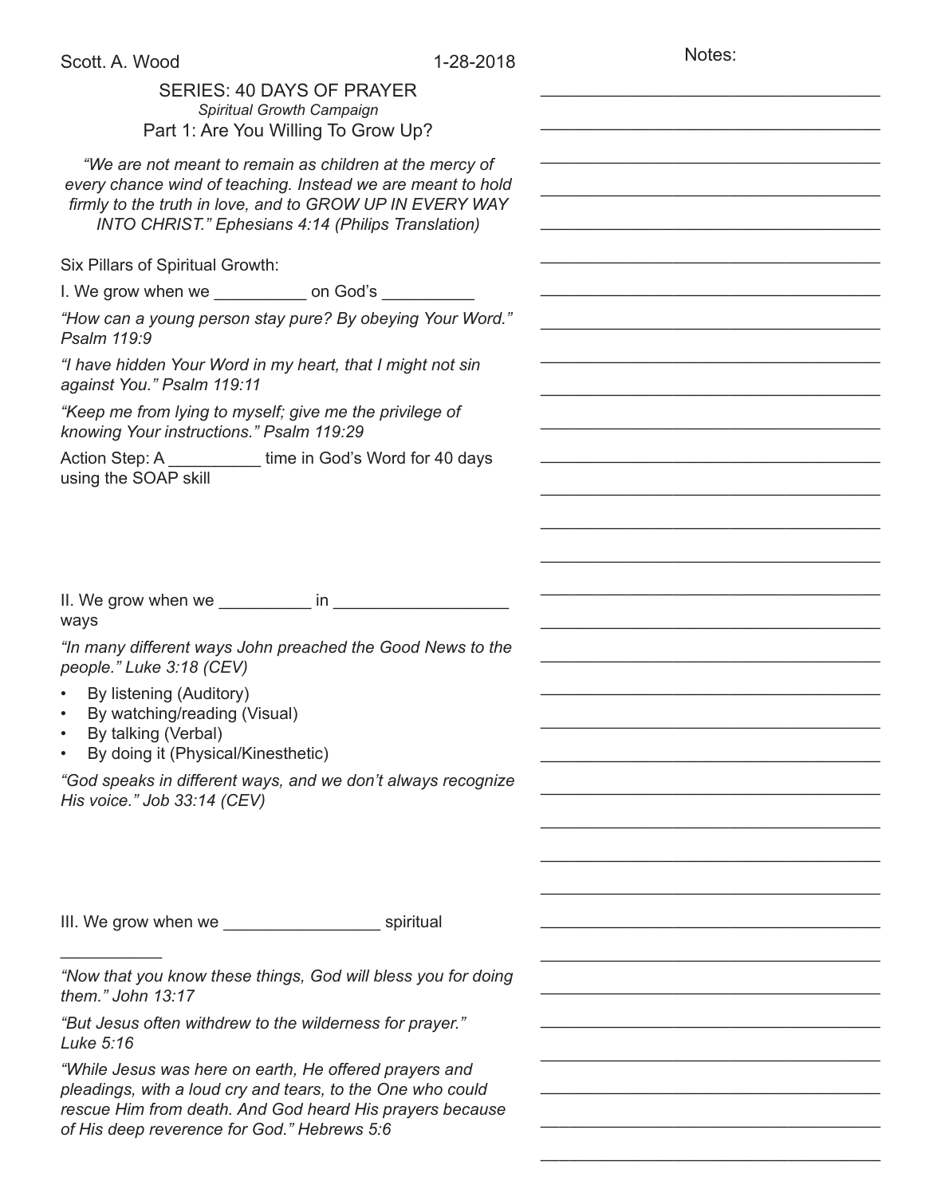Scott. A. Wood 1-28-2018

# SERIES: 40 DAYS OF PRAYER

*Spiritual Growth Campaign*

## Part 1: Are You Willing To Grow Up?

*"We are not meant to remain as children at the mercy of every chance wind of teaching. Instead we are meant to hold firmly to the truth in love, and to GROW UP IN EVERY WAY INTO CHRIST." Ephesians 4:14 (Philips Translation)*

Six Pillars of Spiritual Growth:

I. We grow when we __________ on God's __________

*"How can a young person stay pure? By obeying Your Word." Psalm 119:9*

*"I have hidden Your Word in my heart, that I might not sin against You." Psalm 119:11*

*"Keep me from lying to myself; give me the privilege of knowing Your instructions." Psalm 119:29*

Action Step: A __________ time in God's Word for 40 days using the SOAP skill

II. We grow when we __________ in ___________________ ways

*"In many different ways John preached the Good News to the people." Luke 3:18 (CEV)*

- By listening (Auditory)
- By watching/reading (Visual)
- By talking (Verbal)
- By doing it (Physical/Kinesthetic)

*"God speaks in different ways, and we don't always recognize His voice." Job 33:14 (CEV)*

III. We grow when we _________________ spiritual ___________

*"Now that you know these things, God will bless you for doing them." John 13:17*

*"But Jesus often withdrew to the wilderness for prayer." Luke 5:16*

*"While Jesus was here on earth, He offered prayers and pleadings, with a loud cry and tears, to the One who could rescue Him from death. And God heard His prayers because of His deep reverence for God." Hebrews 5:6*

Notes: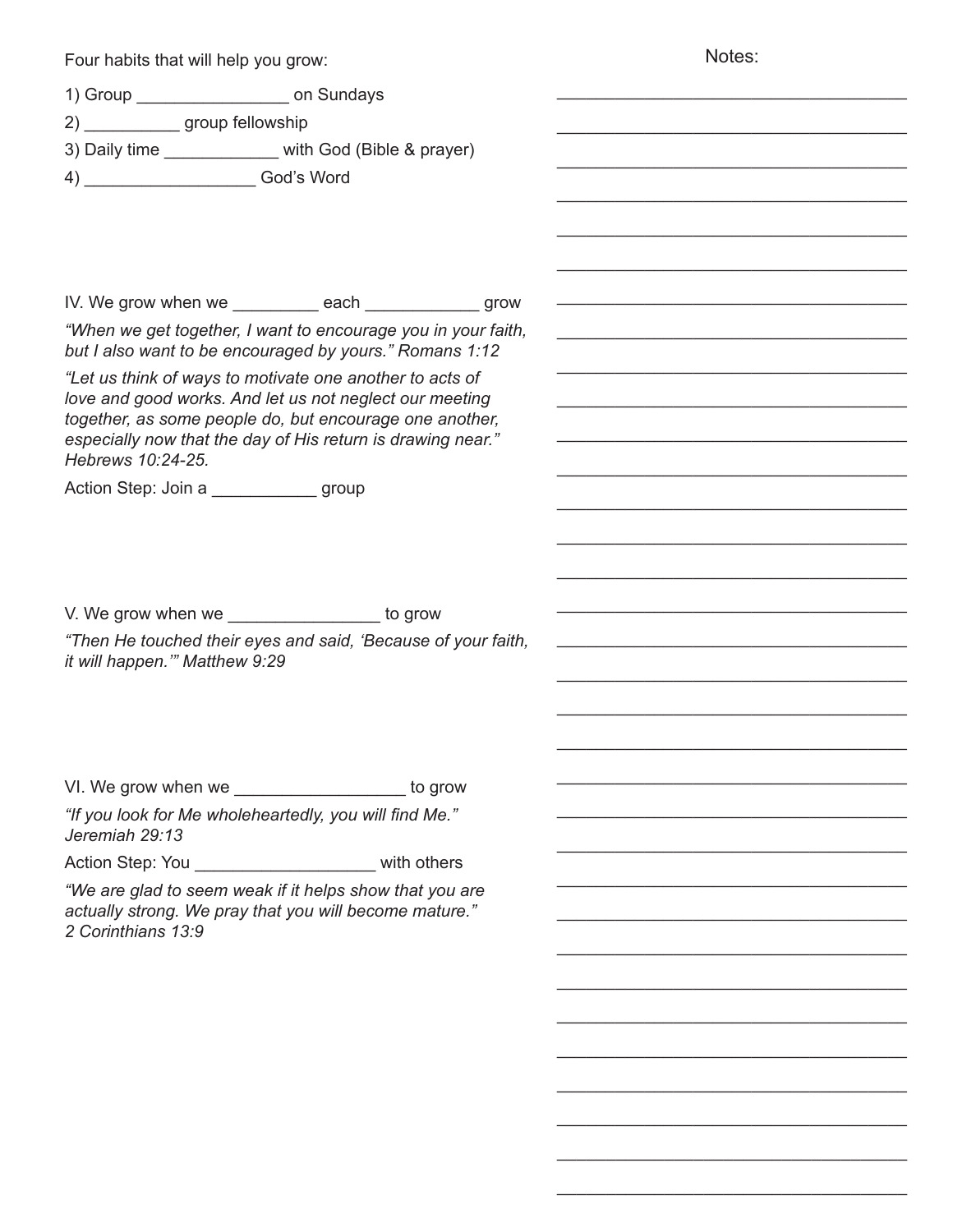Four habits that will help you grow:

1) Group ________________ on Sundays
2) __________ group fellowship
3) Daily time ____________ with God (Bible & prayer)
4) _________________ God's Word

IV. We grow when we _________ each ____________ grow

*"When we get together, I want to encourage you in your faith, but I also want to be encouraged by yours." Romans 1:12*

*"Let us think of ways to motivate one another to acts of love and good works. And let us not neglect our meeting together, as some people do, but encourage one another, especially now that the day of His return is drawing near." Hebrews 10:24-25.*

Action Step: Join a ___________ group

V. We grow when we ________________ to grow

*"Then He touched their eyes and said, 'Because of your faith, it will happen.'" Matthew 9:29*

VI. We grow when we __________________ to grow

*"If you look for Me wholeheartedly, you will find Me." Jeremiah 29:13*

Action Step: You __________________ with others

*"We are glad to seem weak if it helps show that you are actually strong. We pray that you will become mature." 2 Corinthians 13:9*

Notes:

____________________________________

____________________________________

____________________________________

____________________________________

____________________________________

____________________________________

____________________________________

____________________________________

____________________________________

____________________________________

____________________________________

____________________________________

____________________________________

____________________________________

____________________________________

____________________________________

____________________________________

____________________________________

____________________________________

____________________________________

____________________________________

____________________________________

____________________________________

____________________________________

____________________________________

____________________________________

____________________________________

____________________________________

____________________________________

____________________________________

____________________________________

____________________________________

____________________________________